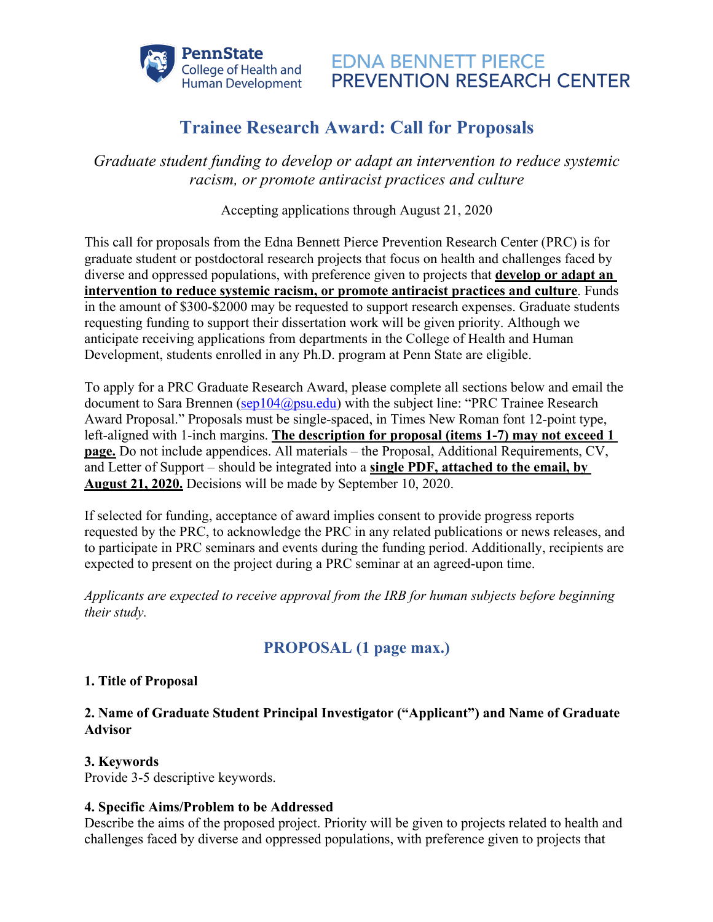PennState College of Health and Human Development

EDNA BENNETT PIERCE PREVENTION RESEARCH CENTER

# Trainee Research Award: Call for Proposals

*Graduate student funding to develop or adapt an intervention to reduce systemic racism, or promote antiracist practices and culture*

Accepting applications through August 21, 2020

This call for proposals from the Edna Bennett Pierce Prevention Research Center (PRC) is for graduate student or postdoctoral research projects that focus on health and challenges faced by diverse and oppressed populations, with preference given to projects that **develop or adapt an intervention to reduce systemic racism, or promote antiracist practices and culture**. Funds in the amount of $300-$2000 may be requested to support research expenses. Graduate students requesting funding to support their dissertation work will be given priority. Although we anticipate receiving applications from departments in the College of Health and Human Development, students enrolled in any Ph.D. program at Penn State are eligible.

To apply for a PRC Graduate Research Award, please complete all sections below and email the document to Sara Brennen (sep104@psu.edu) with the subject line: "PRC Trainee Research Award Proposal." Proposals must be single-spaced, in Times New Roman font 12-point type, left-aligned with 1-inch margins. **The description for proposal (items 1-7) may not exceed 1 page.** Do not include appendices. All materials – the Proposal, Additional Requirements, CV, and Letter of Support – should be integrated into a **single PDF, attached to the email, by August 21, 2020.** Decisions will be made by September 10, 2020.

If selected for funding, acceptance of award implies consent to provide progress reports requested by the PRC, to acknowledge the PRC in any related publications or news releases, and to participate in PRC seminars and events during the funding period. Additionally, recipients are expected to present on the project during a PRC seminar at an agreed-upon time.

*Applicants are expected to receive approval from the IRB for human subjects before beginning their study.*

## PROPOSAL (1 page max.)

**1. Title of Proposal**

**2. Name of Graduate Student Principal Investigator ("Applicant") and Name of Graduate Advisor**

**3. Keywords**
Provide 3-5 descriptive keywords.

**4. Specific Aims/Problem to be Addressed**
Describe the aims of the proposed project. Priority will be given to projects related to health and challenges faced by diverse and oppressed populations, with preference given to projects that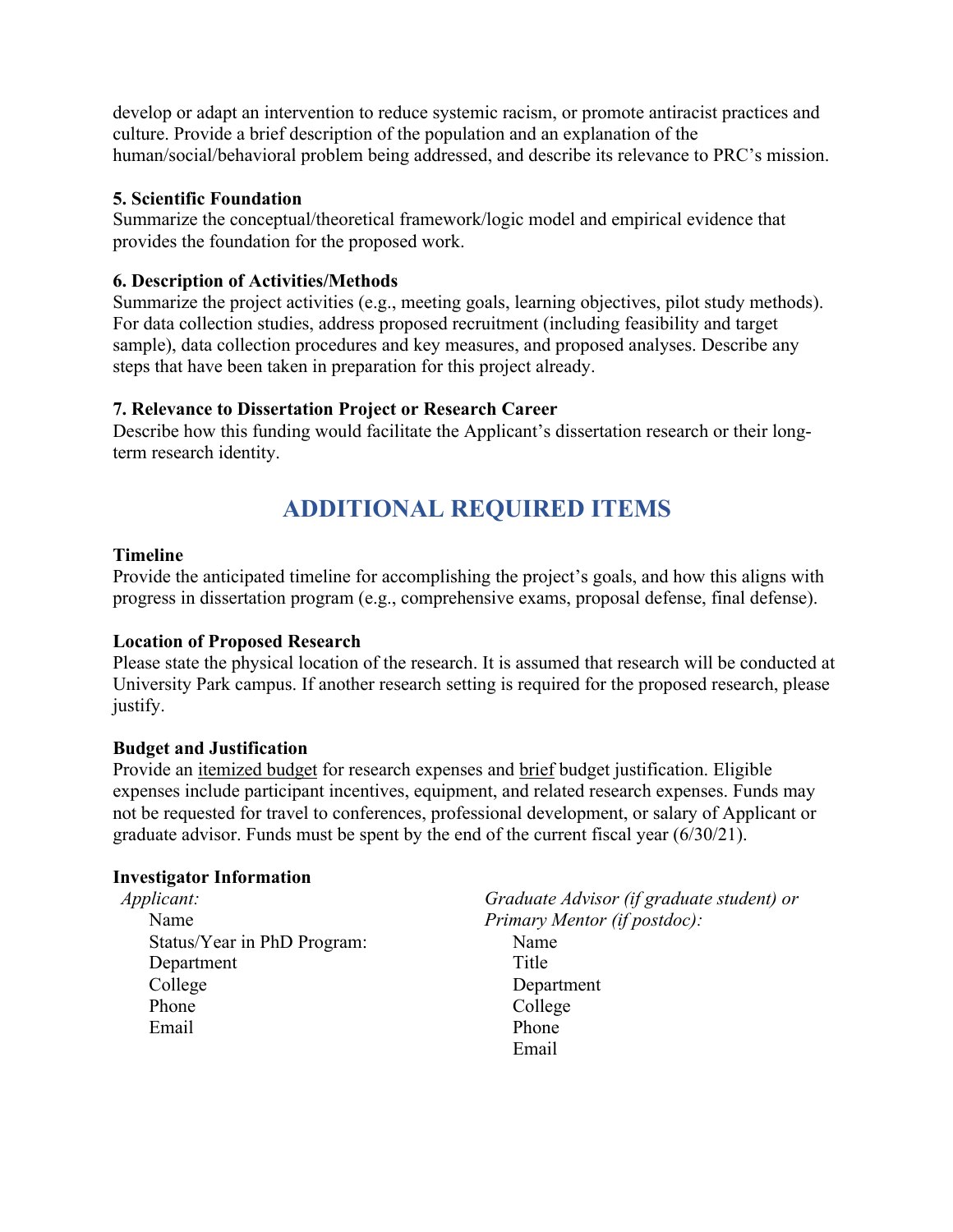develop or adapt an intervention to reduce systemic racism, or promote antiracist practices and culture. Provide a brief description of the population and an explanation of the human/social/behavioral problem being addressed, and describe its relevance to PRC's mission.

**5. Scientific Foundation**

Summarize the conceptual/theoretical framework/logic model and empirical evidence that provides the foundation for the proposed work.

**6. Description of Activities/Methods**

Summarize the project activities (e.g., meeting goals, learning objectives, pilot study methods). For data collection studies, address proposed recruitment (including feasibility and target sample), data collection procedures and key measures, and proposed analyses. Describe any steps that have been taken in preparation for this project already.

**7. Relevance to Dissertation Project or Research Career**

Describe how this funding would facilitate the Applicant's dissertation research or their long-term research identity.

## ADDITIONAL REQUIRED ITEMS

**Timeline**

Provide the anticipated timeline for accomplishing the project's goals, and how this aligns with progress in dissertation program (e.g., comprehensive exams, proposal defense, final defense).

**Location of Proposed Research**

Please state the physical location of the research. It is assumed that research will be conducted at University Park campus. If another research setting is required for the proposed research, please justify.

**Budget and Justification**

Provide an itemized budget for research expenses and brief budget justification. Eligible expenses include participant incentives, equipment, and related research expenses. Funds may not be requested for travel to conferences, professional development, or salary of Applicant or graduate advisor. Funds must be spent by the end of the current fiscal year (6/30/21).

**Investigator Information**

*Applicant:*
- Name
- Status/Year in PhD Program:
- Department
- College
- Phone
- Email

*Graduate Advisor (if graduate student) or Primary Mentor (if postdoc):*
- Name
- Title
- Department
- College
- Phone
- Email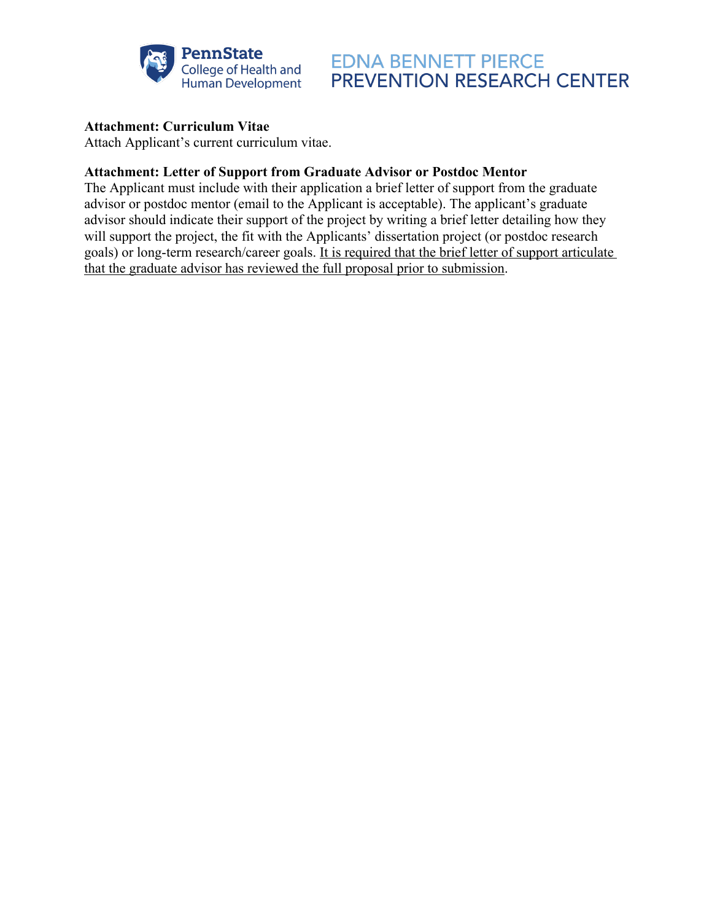**Attachment: Curriculum Vitae**
Attach Applicant's current curriculum vitae.

**Attachment: Letter of Support from Graduate Advisor or Postdoc Mentor**
The Applicant must include with their application a brief letter of support from the graduate advisor or postdoc mentor (email to the Applicant is acceptable). The applicant's graduate advisor should indicate their support of the project by writing a brief letter detailing how they will support the project, the fit with the Applicants' dissertation project (or postdoc research goals) or long-term research/career goals. <u>It is required that the brief letter of support articulate that the graduate advisor has reviewed the full proposal prior to submission</u>.